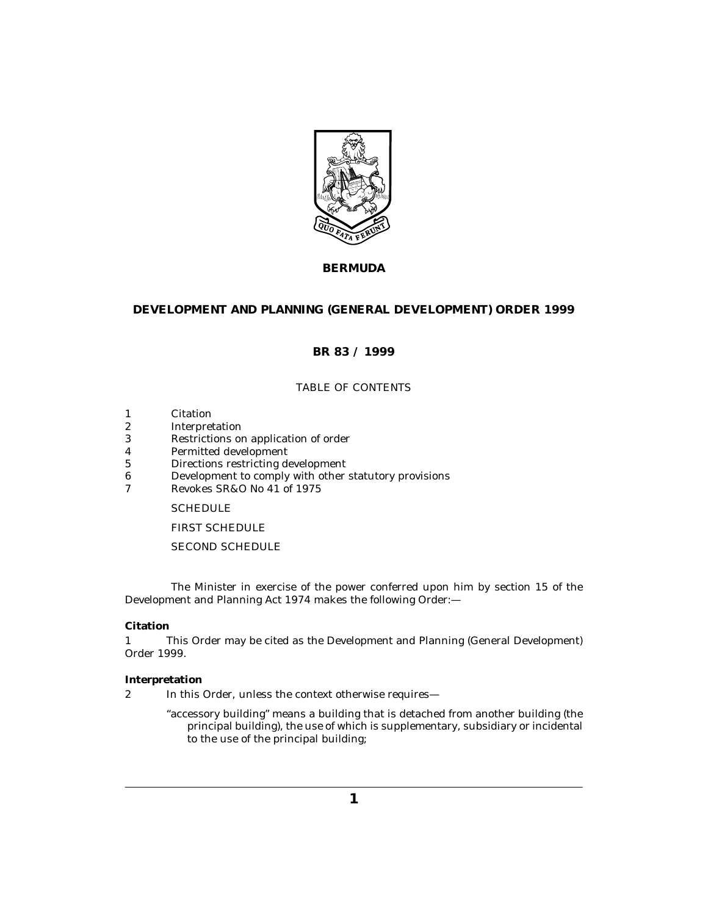# BERMUDA

## DEVELOPMENT AND PLANNING (GENERAL DEVELOPMENT) ORDER 1999

### BR 83 / 1999

TABLE OF CONTENTS

1 Citation
2 Interpretation
3 Restrictions on application of order
4 Permitted development
5 Directions restricting development
6 Development to comply with other statutory provisions
7 Revokes SR&O No 41 of 1975

SCHEDULE

FIRST SCHEDULE

SECOND SCHEDULE

The Minister in exercise of the power conferred upon him by section 15 of the Development and Planning Act 1974 makes the following Order:—

**Citation**

1 This Order may be cited as the Development and Planning (General Development) Order 1999.

**Interpretation**

2 In this Order, unless the context otherwise requires—

"accessory building" means a building that is detached from another building (the principal building), the use of which is supplementary, subsidiary or incidental to the use of the principal building;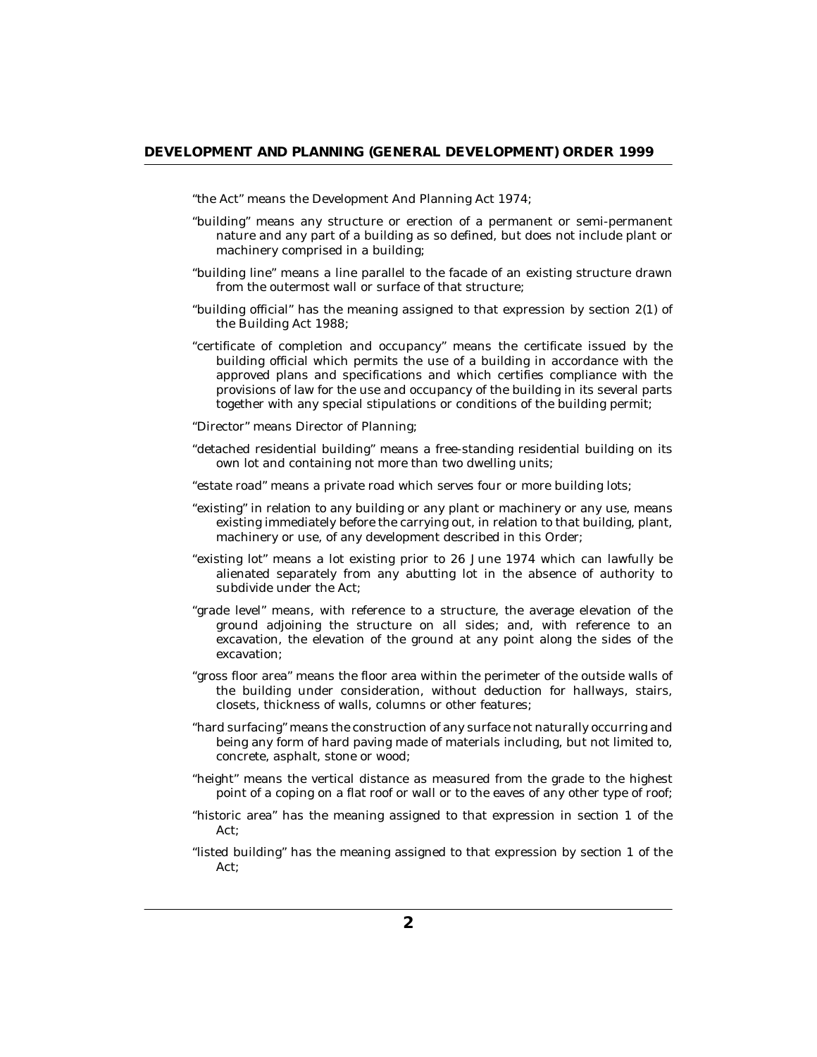"the Act" means the Development And Planning Act 1974;

"building" means any structure or erection of a permanent or semi-permanent nature and any part of a building as so defined, but does not include plant or machinery comprised in a building;

"building line" means a line parallel to the facade of an existing structure drawn from the outermost wall or surface of that structure;

"building official" has the meaning assigned to that expression by section 2(1) of the Building Act 1988;

"certificate of completion and occupancy" means the certificate issued by the building official which permits the use of a building in accordance with the approved plans and specifications and which certifies compliance with the provisions of law for the use and occupancy of the building in its several parts together with any special stipulations or conditions of the building permit;

"Director" means Director of Planning;

"detached residential building" means a free-standing residential building on its own lot and containing not more than two dwelling units;

"estate road" means a private road which serves four or more building lots;

"existing" in relation to any building or any plant or machinery or any use, means existing immediately before the carrying out, in relation to that building, plant, machinery or use, of any development described in this Order;

"existing lot" means a lot existing prior to 26 June 1974 which can lawfully be alienated separately from any abutting lot in the absence of authority to subdivide under the Act;

"grade level" means, with reference to a structure, the average elevation of the ground adjoining the structure on all sides; and, with reference to an excavation, the elevation of the ground at any point along the sides of the excavation;

"gross floor area" means the floor area within the perimeter of the outside walls of the building under consideration, without deduction for hallways, stairs, closets, thickness of walls, columns or other features;

"hard surfacing" means the construction of any surface not naturally occurring and being any form of hard paving made of materials including, but not limited to, concrete, asphalt, stone or wood;

"height" means the vertical distance as measured from the grade to the highest point of a coping on a flat roof or wall or to the eaves of any other type of roof;

"historic area" has the meaning assigned to that expression in section 1 of the Act;

"listed building" has the meaning assigned to that expression by section 1 of the Act;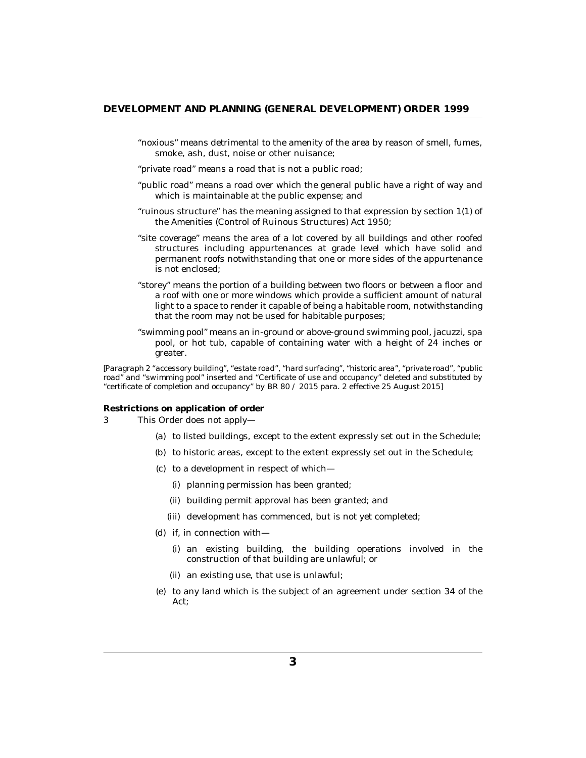"noxious" means detrimental to the amenity of the area by reason of smell, fumes, smoke, ash, dust, noise or other nuisance;

"private road" means a road that is not a public road;

"public road" means a road over which the general public have a right of way and which is maintainable at the public expense; and

"ruinous structure" has the meaning assigned to that expression by section 1(1) of the Amenities (Control of Ruinous Structures) Act 1950;

"site coverage" means the area of a lot covered by all buildings and other roofed structures including appurtenances at grade level which have solid and permanent roofs notwithstanding that one or more sides of the appurtenance is not enclosed;

"storey" means the portion of a building between two floors or between a floor and a roof with one or more windows which provide a sufficient amount of natural light to a space to render it capable of being a habitable room, notwithstanding that the room may not be used for habitable purposes;

"swimming pool" means an in-ground or above-ground swimming pool, jacuzzi, spa pool, or hot tub, capable of containing water with a height of 24 inches or greater.

[Paragraph 2 "accessory building", "estate road", "hard surfacing", "historic area", "private road", "public road" and "swimming pool" inserted and "Certificate of use and occupancy" deleted and substituted by "certificate of completion and occupancy" by BR 80 / 2015 para. 2 effective 25 August 2015]

**Restrictions on application of order**

3 This Order does not apply—

(a) to listed buildings, except to the extent expressly set out in the Schedule;

(b) to historic areas, except to the extent expressly set out in the Schedule;

(c) to a development in respect of which—

(i) planning permission has been granted;

(ii) building permit approval has been granted; and

(iii) development has commenced, but is not yet completed;

(d) if, in connection with—

(i) an existing building, the building operations involved in the construction of that building are unlawful; or

(ii) an existing use, that use is unlawful;

(e) to any land which is the subject of an agreement under section 34 of the Act;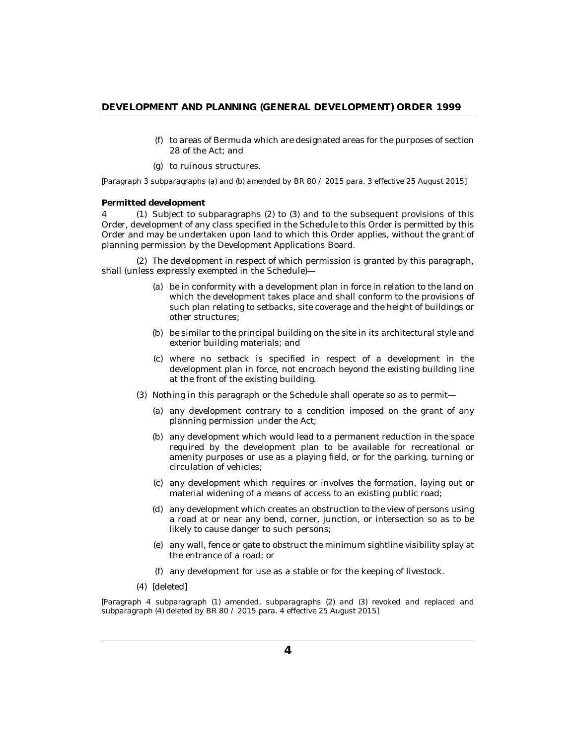(f) to areas of Bermuda which are designated areas for the purposes of section 28 of the Act; and

(g) to ruinous structures.

[Paragraph 3 subparagraphs (a) and (b) amended by BR 80 / 2015 para. 3 effective 25 August 2015]

**Permitted development**

4 (1) Subject to subparagraphs (2) to (3) and to the subsequent provisions of this Order, development of any class specified in the Schedule to this Order is permitted by this Order and may be undertaken upon land to which this Order applies, without the grant of planning permission by the Development Applications Board.

(2) The development in respect of which permission is granted by this paragraph, shall (unless expressly exempted in the Schedule)—

(a) be in conformity with a development plan in force in relation to the land on which the development takes place and shall conform to the provisions of such plan relating to setbacks, site coverage and the height of buildings or other structures;

(b) be similar to the principal building on the site in its architectural style and exterior building materials; and

(c) where no setback is specified in respect of a development in the development plan in force, not encroach beyond the existing building line at the front of the existing building.

(3) Nothing in this paragraph or the Schedule shall operate so as to permit—

(a) any development contrary to a condition imposed on the grant of any planning permission under the Act;

(b) any development which would lead to a permanent reduction in the space required by the development plan to be available for recreational or amenity purposes or use as a playing field, or for the parking, turning or circulation of vehicles;

(c) any development which requires or involves the formation, laying out or material widening of a means of access to an existing public road;

(d) any development which creates an obstruction to the view of persons using a road at or near any bend, corner, junction, or intersection so as to be likely to cause danger to such persons;

(e) any wall, fence or gate to obstruct the minimum sightline visibility splay at the entrance of a road; or

(f) any development for use as a stable or for the keeping of livestock.

(4) [deleted]

[Paragraph 4 subparagraph (1) amended, subparagraphs (2) and (3) revoked and replaced and subparagraph (4) deleted by BR 80 / 2015 para. 4 effective 25 August 2015]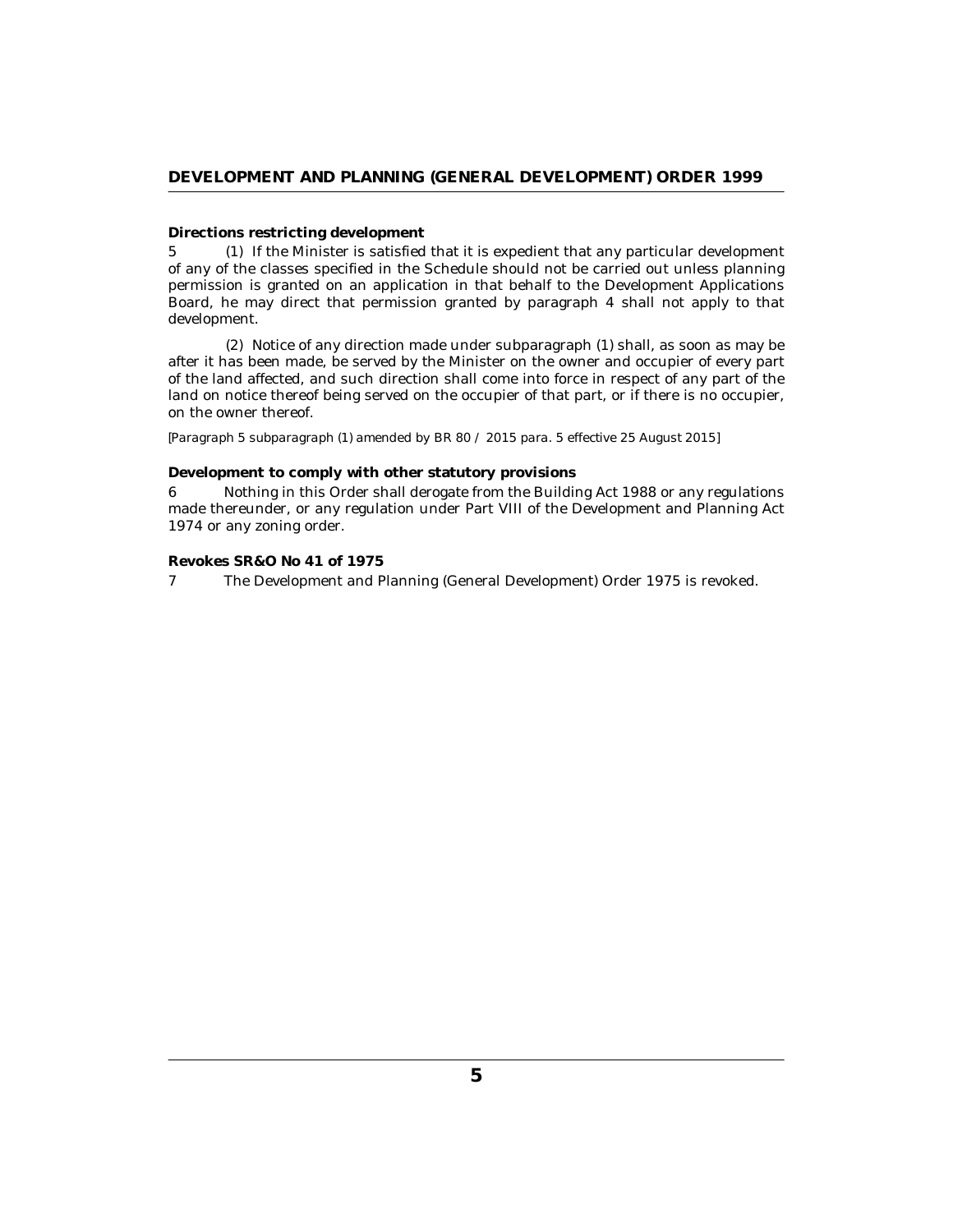**Directions restricting development**

5 (1) If the Minister is satisfied that it is expedient that any particular development of any of the classes specified in the Schedule should not be carried out unless planning permission is granted on an application in that behalf to the Development Applications Board, he may direct that permission granted by paragraph 4 shall not apply to that development.

(2) Notice of any direction made under subparagraph (1) shall, as soon as may be after it has been made, be served by the Minister on the owner and occupier of every part of the land affected, and such direction shall come into force in respect of any part of the land on notice thereof being served on the occupier of that part, or if there is no occupier, on the owner thereof.

*[Paragraph 5 subparagraph (1) amended by BR 80 / 2015 para. 5 effective 25 August 2015]*

**Development to comply with other statutory provisions**

6 Nothing in this Order shall derogate from the Building Act 1988 or any regulations made thereunder, or any regulation under Part VIII of the Development and Planning Act 1974 or any zoning order.

**Revokes SR&O No 41 of 1975**

7 The Development and Planning (General Development) Order 1975 is revoked.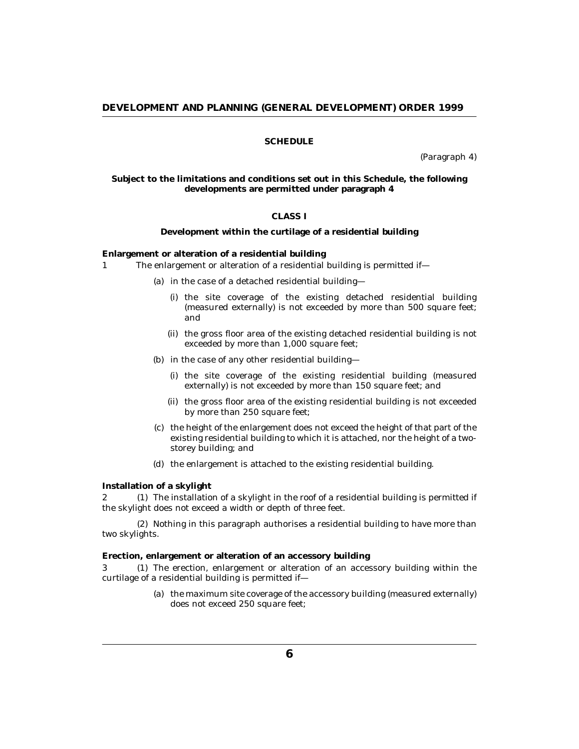## SCHEDULE

(Paragraph 4)

**Subject to the limitations and conditions set out in this Schedule, the following developments are permitted under paragraph 4**

### CLASS I

**Development within the curtilage of a residential building**

**Enlargement or alteration of a residential building**

1 The enlargement or alteration of a residential building is permitted if—

(a) in the case of a detached residential building—

(i) the site coverage of the existing detached residential building (measured externally) is not exceeded by more than 500 square feet; and

(ii) the gross floor area of the existing detached residential building is not exceeded by more than 1,000 square feet;

(b) in the case of any other residential building—

(i) the site coverage of the existing residential building (measured externally) is not exceeded by more than 150 square feet; and

(ii) the gross floor area of the existing residential building is not exceeded by more than 250 square feet;

(c) the height of the enlargement does not exceed the height of that part of the existing residential building to which it is attached, nor the height of a two-storey building; and

(d) the enlargement is attached to the existing residential building.

**Installation of a skylight**

2 (1) The installation of a skylight in the roof of a residential building is permitted if the skylight does not exceed a width or depth of three feet.

(2) Nothing in this paragraph authorises a residential building to have more than two skylights.

**Erection, enlargement or alteration of an accessory building**

3 (1) The erection, enlargement or alteration of an accessory building within the curtilage of a residential building is permitted if—

(a) the maximum site coverage of the accessory building (measured externally) does not exceed 250 square feet;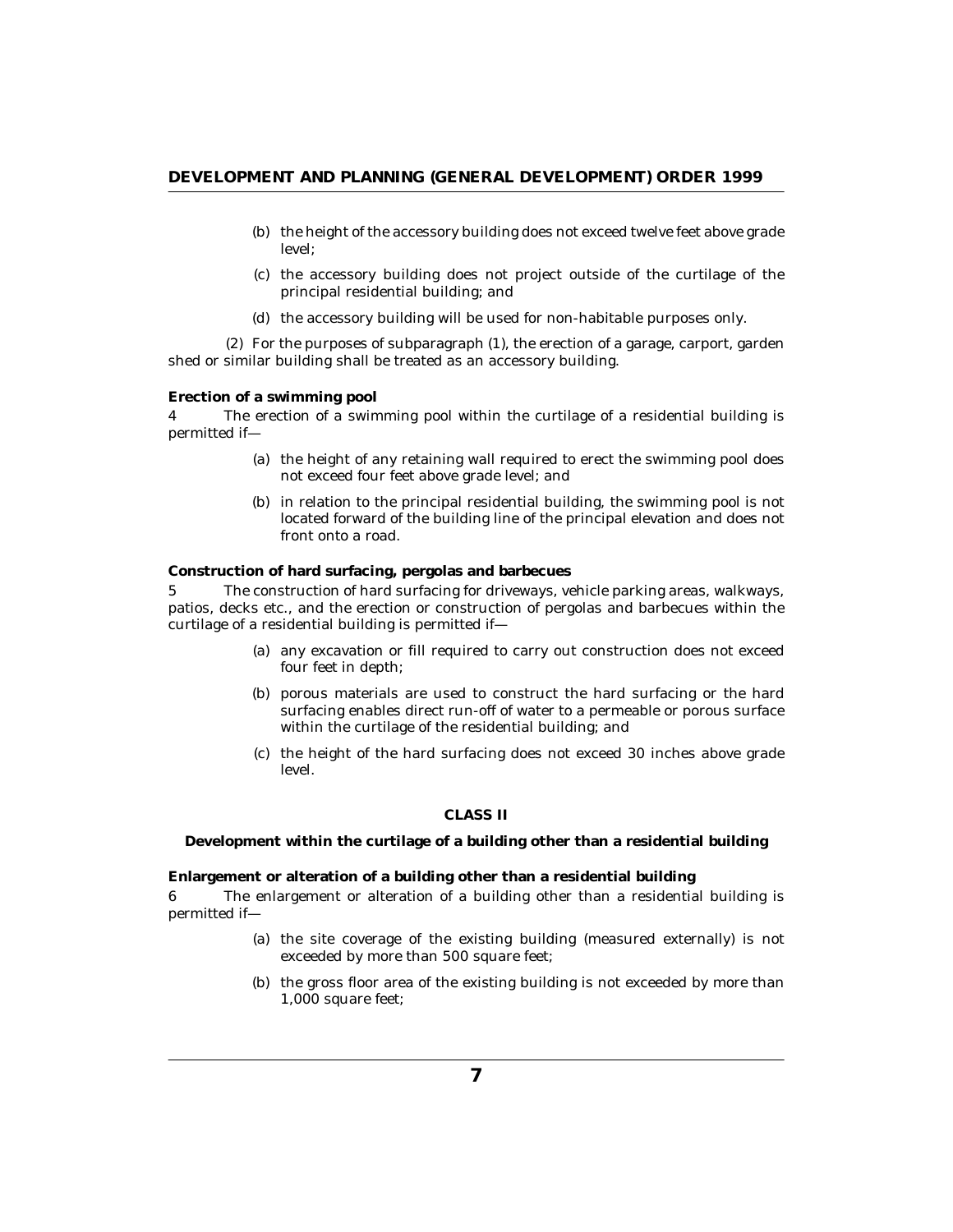(b) the height of the accessory building does not exceed twelve feet above grade level;

(c) the accessory building does not project outside of the curtilage of the principal residential building; and

(d) the accessory building will be used for non-habitable purposes only.

(2) For the purposes of subparagraph (1), the erection of a garage, carport, garden shed or similar building shall be treated as an accessory building.

**Erection of a swimming pool**

4 The erection of a swimming pool within the curtilage of a residential building is permitted if—

(a) the height of any retaining wall required to erect the swimming pool does not exceed four feet above grade level; and

(b) in relation to the principal residential building, the swimming pool is not located forward of the building line of the principal elevation and does not front onto a road.

**Construction of hard surfacing, pergolas and barbecues**

5 The construction of hard surfacing for driveways, vehicle parking areas, walkways, patios, decks etc., and the erection or construction of pergolas and barbecues within the curtilage of a residential building is permitted if—

(a) any excavation or fill required to carry out construction does not exceed four feet in depth;

(b) porous materials are used to construct the hard surfacing or the hard surfacing enables direct run-off of water to a permeable or porous surface within the curtilage of the residential building; and

(c) the height of the hard surfacing does not exceed 30 inches above grade level.

## CLASS II

### Development within the curtilage of a building other than a residential building

**Enlargement or alteration of a building other than a residential building**

6 The enlargement or alteration of a building other than a residential building is permitted if—

(a) the site coverage of the existing building (measured externally) is not exceeded by more than 500 square feet;

(b) the gross floor area of the existing building is not exceeded by more than 1,000 square feet;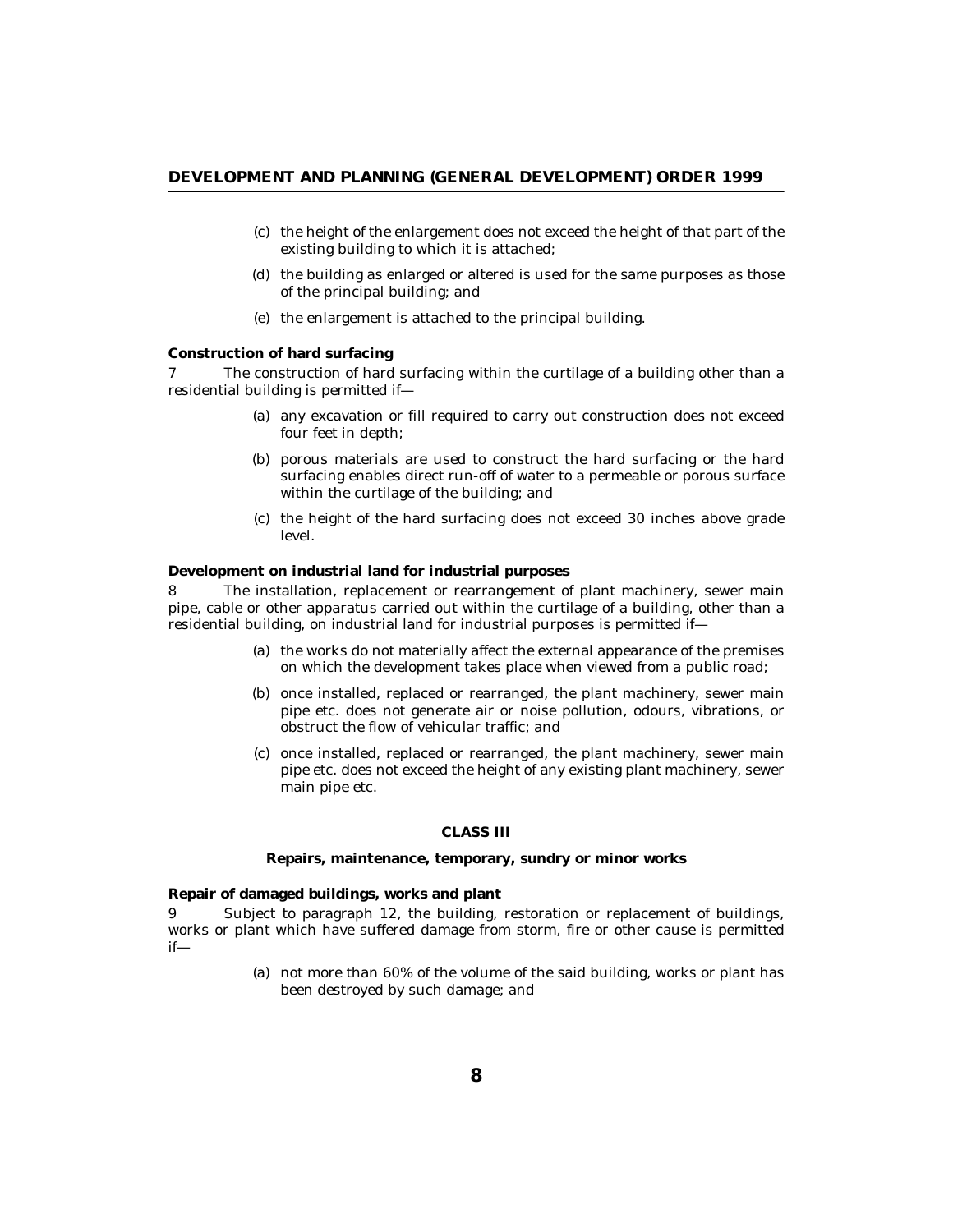(c) the height of the enlargement does not exceed the height of that part of the existing building to which it is attached;

(d) the building as enlarged or altered is used for the same purposes as those of the principal building; and

(e) the enlargement is attached to the principal building.

**Construction of hard surfacing**

7 The construction of hard surfacing within the curtilage of a building other than a residential building is permitted if—

(a) any excavation or fill required to carry out construction does not exceed four feet in depth;

(b) porous materials are used to construct the hard surfacing or the hard surfacing enables direct run-off of water to a permeable or porous surface within the curtilage of the building; and

(c) the height of the hard surfacing does not exceed 30 inches above grade level.

**Development on industrial land for industrial purposes**

8 The installation, replacement or rearrangement of plant machinery, sewer main pipe, cable or other apparatus carried out within the curtilage of a building, other than a residential building, on industrial land for industrial purposes is permitted if—

(a) the works do not materially affect the external appearance of the premises on which the development takes place when viewed from a public road;

(b) once installed, replaced or rearranged, the plant machinery, sewer main pipe etc. does not generate air or noise pollution, odours, vibrations, or obstruct the flow of vehicular traffic; and

(c) once installed, replaced or rearranged, the plant machinery, sewer main pipe etc. does not exceed the height of any existing plant machinery, sewer main pipe etc.

**CLASS III**

**Repairs, maintenance, temporary, sundry or minor works**

**Repair of damaged buildings, works and plant**

9 Subject to paragraph 12, the building, restoration or replacement of buildings, works or plant which have suffered damage from storm, fire or other cause is permitted if—

(a) not more than 60% of the volume of the said building, works or plant has been destroyed by such damage; and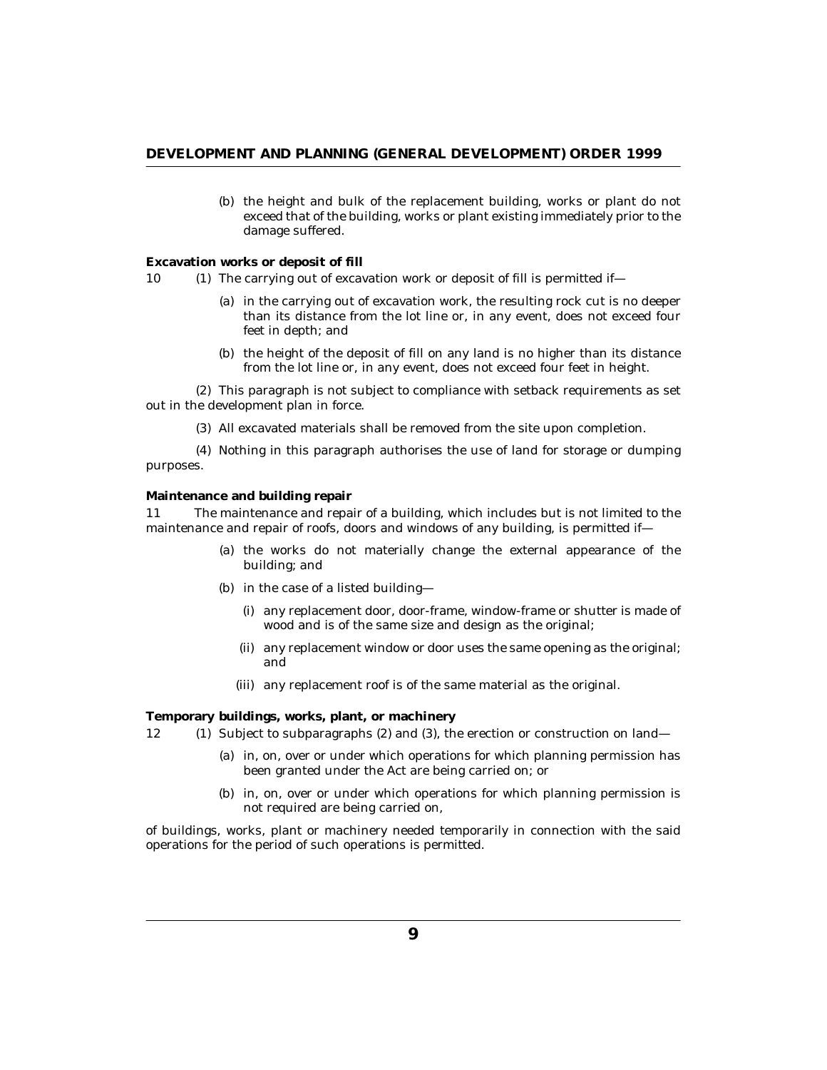(b) the height and bulk of the replacement building, works or plant do not exceed that of the building, works or plant existing immediately prior to the damage suffered.

**Excavation works or deposit of fill**

10 (1) The carrying out of excavation work or deposit of fill is permitted if—

(a) in the carrying out of excavation work, the resulting rock cut is no deeper than its distance from the lot line or, in any event, does not exceed four feet in depth; and

(b) the height of the deposit of fill on any land is no higher than its distance from the lot line or, in any event, does not exceed four feet in height.

(2) This paragraph is not subject to compliance with setback requirements as set out in the development plan in force.

(3) All excavated materials shall be removed from the site upon completion.

(4) Nothing in this paragraph authorises the use of land for storage or dumping purposes.

**Maintenance and building repair**

11 The maintenance and repair of a building, which includes but is not limited to the maintenance and repair of roofs, doors and windows of any building, is permitted if—

(a) the works do not materially change the external appearance of the building; and

(b) in the case of a listed building—

(i) any replacement door, door-frame, window-frame or shutter is made of wood and is of the same size and design as the original;

(ii) any replacement window or door uses the same opening as the original; and

(iii) any replacement roof is of the same material as the original.

**Temporary buildings, works, plant, or machinery**

12 (1) Subject to subparagraphs (2) and (3), the erection or construction on land—

(a) in, on, over or under which operations for which planning permission has been granted under the Act are being carried on; or

(b) in, on, over or under which operations for which planning permission is not required are being carried on,

of buildings, works, plant or machinery needed temporarily in connection with the said operations for the period of such operations is permitted.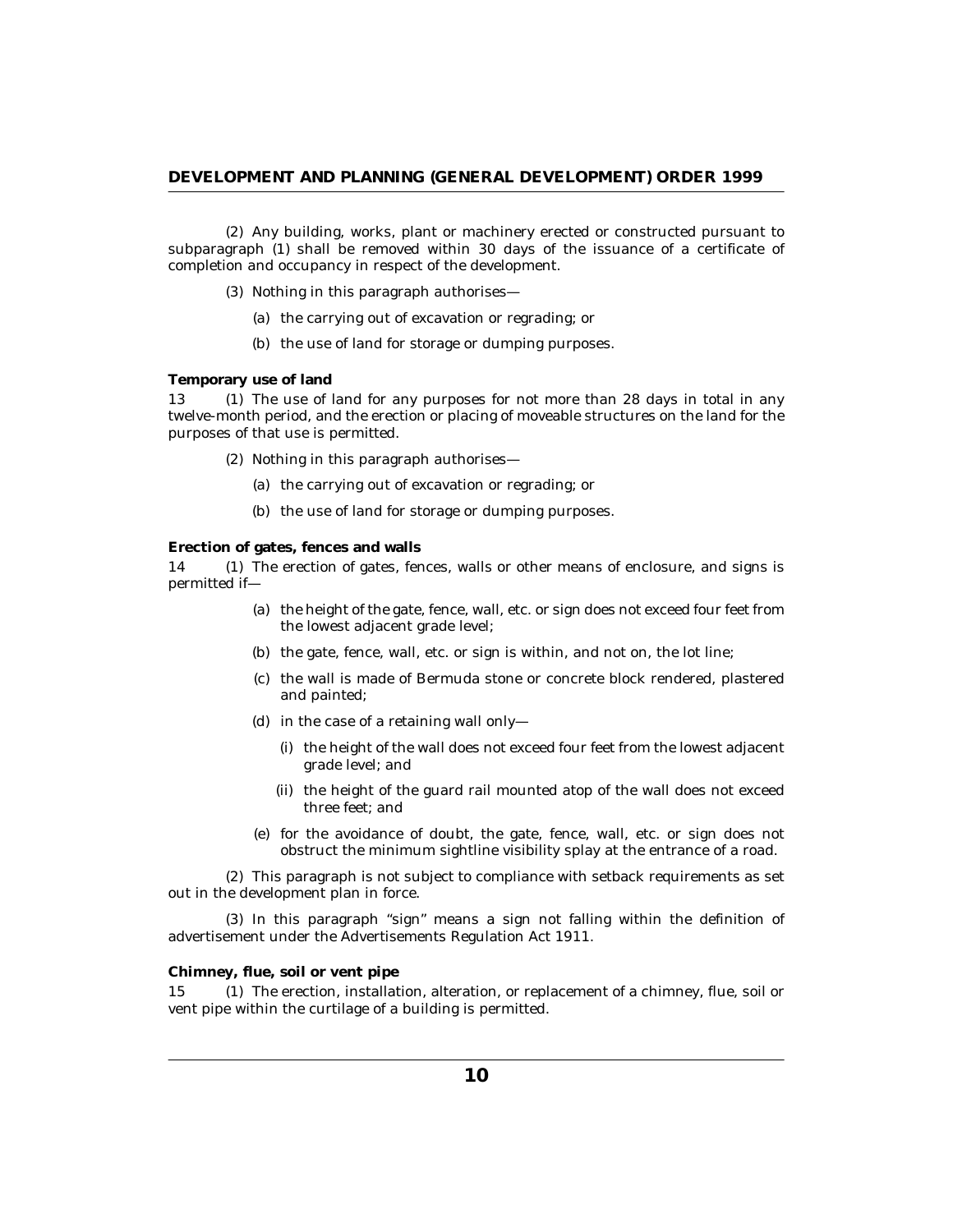(2) Any building, works, plant or machinery erected or constructed pursuant to subparagraph (1) shall be removed within 30 days of the issuance of a certificate of completion and occupancy in respect of the development.

(3) Nothing in this paragraph authorises—

(a) the carrying out of excavation or regrading; or

(b) the use of land for storage or dumping purposes.

**Temporary use of land**

13 (1) The use of land for any purposes for not more than 28 days in total in any twelve-month period, and the erection or placing of moveable structures on the land for the purposes of that use is permitted.

(2) Nothing in this paragraph authorises—

(a) the carrying out of excavation or regrading; or

(b) the use of land for storage or dumping purposes.

**Erection of gates, fences and walls**

14 (1) The erection of gates, fences, walls or other means of enclosure, and signs is permitted if—

(a) the height of the gate, fence, wall, etc. or sign does not exceed four feet from the lowest adjacent grade level;

(b) the gate, fence, wall, etc. or sign is within, and not on, the lot line;

(c) the wall is made of Bermuda stone or concrete block rendered, plastered and painted;

(d) in the case of a retaining wall only—

(i) the height of the wall does not exceed four feet from the lowest adjacent grade level; and

(ii) the height of the guard rail mounted atop of the wall does not exceed three feet; and

(e) for the avoidance of doubt, the gate, fence, wall, etc. or sign does not obstruct the minimum sightline visibility splay at the entrance of a road.

(2) This paragraph is not subject to compliance with setback requirements as set out in the development plan in force.

(3) In this paragraph "sign" means a sign not falling within the definition of advertisement under the Advertisements Regulation Act 1911.

**Chimney, flue, soil or vent pipe**

15 (1) The erection, installation, alteration, or replacement of a chimney, flue, soil or vent pipe within the curtilage of a building is permitted.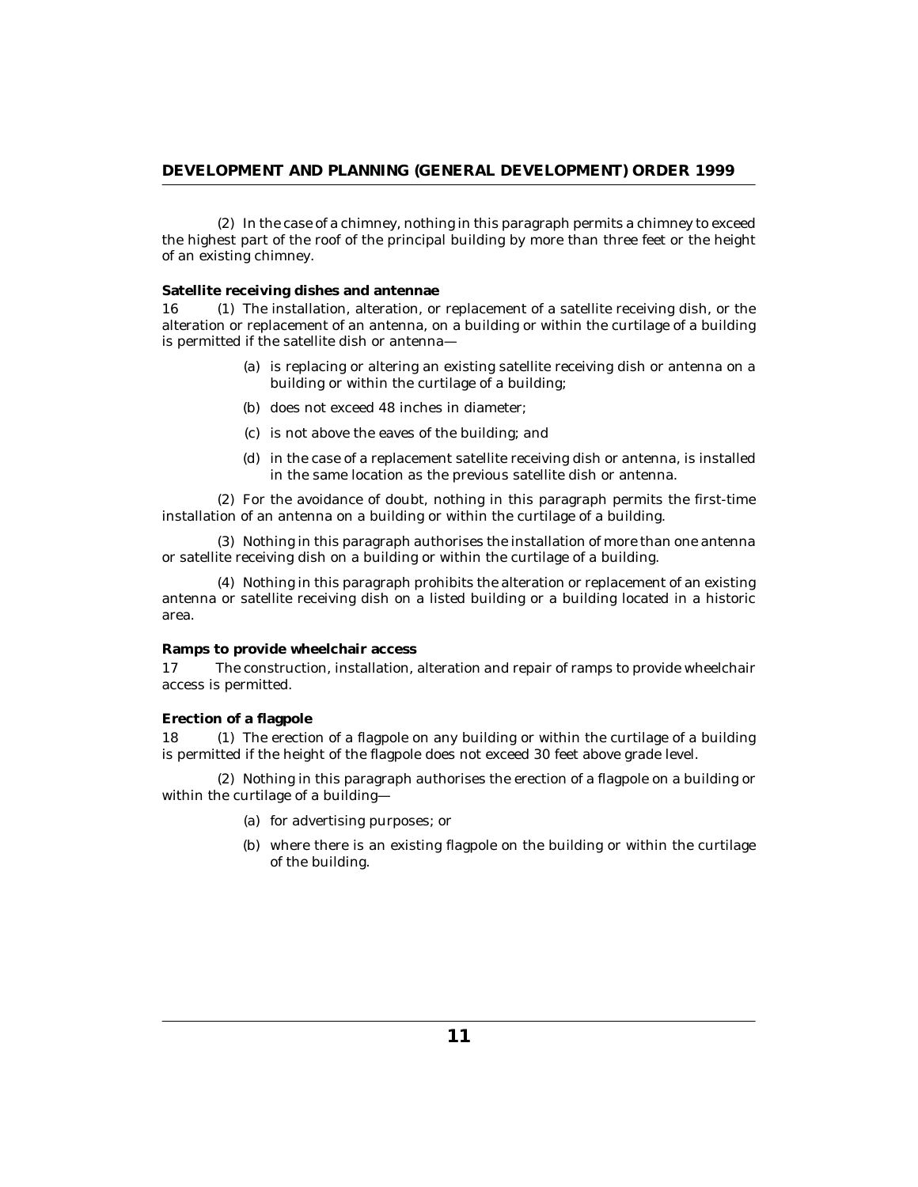(2) In the case of a chimney, nothing in this paragraph permits a chimney to exceed the highest part of the roof of the principal building by more than three feet or the height of an existing chimney.

**Satellite receiving dishes and antennae**

16 (1) The installation, alteration, or replacement of a satellite receiving dish, or the alteration or replacement of an antenna, on a building or within the curtilage of a building is permitted if the satellite dish or antenna—

- (a) is replacing or altering an existing satellite receiving dish or antenna on a building or within the curtilage of a building;
- (b) does not exceed 48 inches in diameter;
- (c) is not above the eaves of the building; and
- (d) in the case of a replacement satellite receiving dish or antenna, is installed in the same location as the previous satellite dish or antenna.

(2) For the avoidance of doubt, nothing in this paragraph permits the first-time installation of an antenna on a building or within the curtilage of a building.

(3) Nothing in this paragraph authorises the installation of more than one antenna or satellite receiving dish on a building or within the curtilage of a building.

(4) Nothing in this paragraph prohibits the alteration or replacement of an existing antenna or satellite receiving dish on a listed building or a building located in a historic area.

**Ramps to provide wheelchair access**

17 The construction, installation, alteration and repair of ramps to provide wheelchair access is permitted.

**Erection of a flagpole**

18 (1) The erection of a flagpole on any building or within the curtilage of a building is permitted if the height of the flagpole does not exceed 30 feet above grade level.

(2) Nothing in this paragraph authorises the erection of a flagpole on a building or within the curtilage of a building—

- (a) for advertising purposes; or
- (b) where there is an existing flagpole on the building or within the curtilage of the building.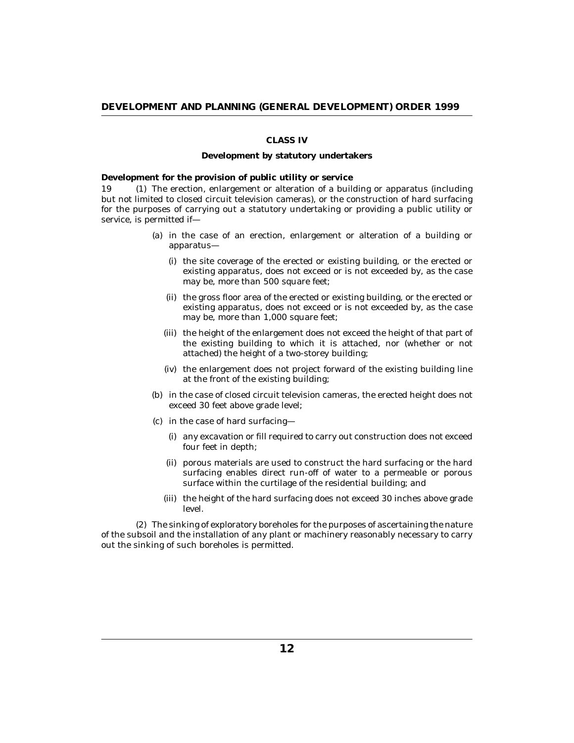## CLASS IV

### Development by statutory undertakers

**Development for the provision of public utility or service**

19 (1) The erection, enlargement or alteration of a building or apparatus (including but not limited to closed circuit television cameras), or the construction of hard surfacing for the purposes of carrying out a statutory undertaking or providing a public utility or service, is permitted if—

(a) in the case of an erection, enlargement or alteration of a building or apparatus—

(i) the site coverage of the erected or existing building, or the erected or existing apparatus, does not exceed or is not exceeded by, as the case may be, more than 500 square feet;

(ii) the gross floor area of the erected or existing building, or the erected or existing apparatus, does not exceed or is not exceeded by, as the case may be, more than 1,000 square feet;

(iii) the height of the enlargement does not exceed the height of that part of the existing building to which it is attached, nor (whether or not attached) the height of a two-storey building;

(iv) the enlargement does not project forward of the existing building line at the front of the existing building;

(b) in the case of closed circuit television cameras, the erected height does not exceed 30 feet above grade level;

(c) in the case of hard surfacing—

(i) any excavation or fill required to carry out construction does not exceed four feet in depth;

(ii) porous materials are used to construct the hard surfacing or the hard surfacing enables direct run-off of water to a permeable or porous surface within the curtilage of the residential building; and

(iii) the height of the hard surfacing does not exceed 30 inches above grade level.

(2) The sinking of exploratory boreholes for the purposes of ascertaining the nature of the subsoil and the installation of any plant or machinery reasonably necessary to carry out the sinking of such boreholes is permitted.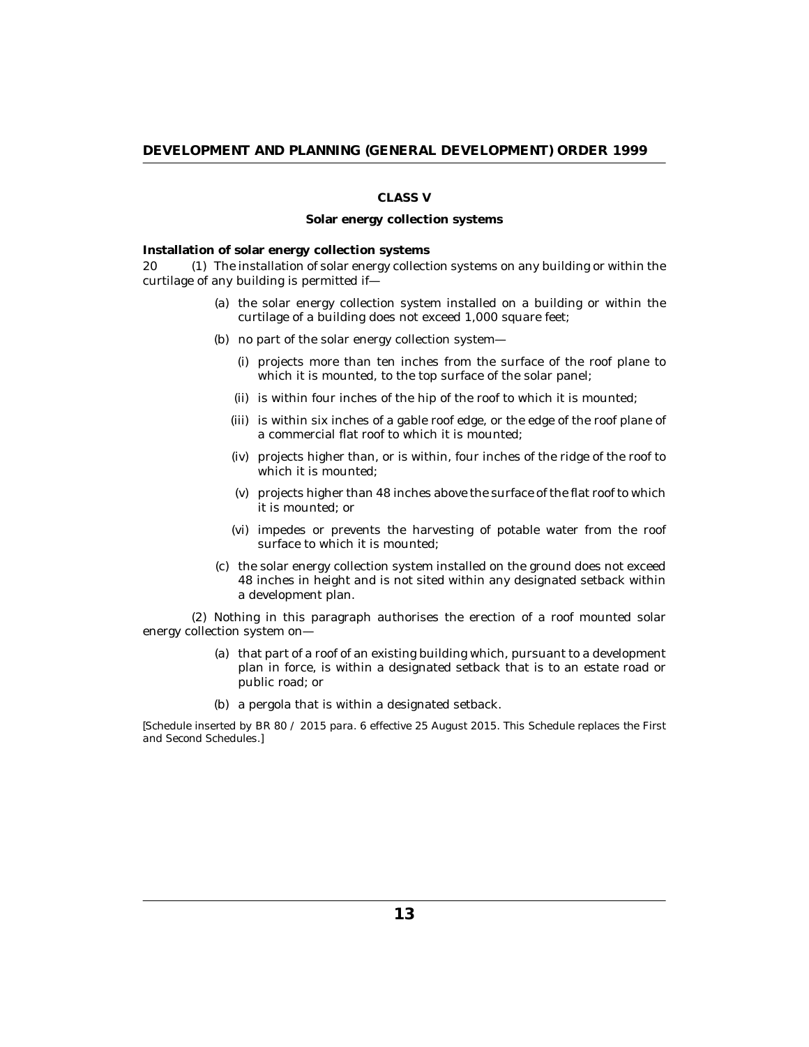## CLASS V

### Solar energy collection systems

**Installation of solar energy collection systems**

20 (1) The installation of solar energy collection systems on any building or within the curtilage of any building is permitted if—

(a) the solar energy collection system installed on a building or within the curtilage of a building does not exceed 1,000 square feet;

(b) no part of the solar energy collection system—

(i) projects more than ten inches from the surface of the roof plane to which it is mounted, to the top surface of the solar panel;

(ii) is within four inches of the hip of the roof to which it is mounted;

(iii) is within six inches of a gable roof edge, or the edge of the roof plane of a commercial flat roof to which it is mounted;

(iv) projects higher than, or is within, four inches of the ridge of the roof to which it is mounted;

(v) projects higher than 48 inches above the surface of the flat roof to which it is mounted; or

(vi) impedes or prevents the harvesting of potable water from the roof surface to which it is mounted;

(c) the solar energy collection system installed on the ground does not exceed 48 inches in height and is not sited within any designated setback within a development plan.

(2) Nothing in this paragraph authorises the erection of a roof mounted solar energy collection system on—

(a) that part of a roof of an existing building which, pursuant to a development plan in force, is within a designated setback that is to an estate road or public road; or

(b) a pergola that is within a designated setback.

[Schedule inserted by BR 80 / 2015 para. 6 effective 25 August 2015. This Schedule replaces the First and Second Schedules.]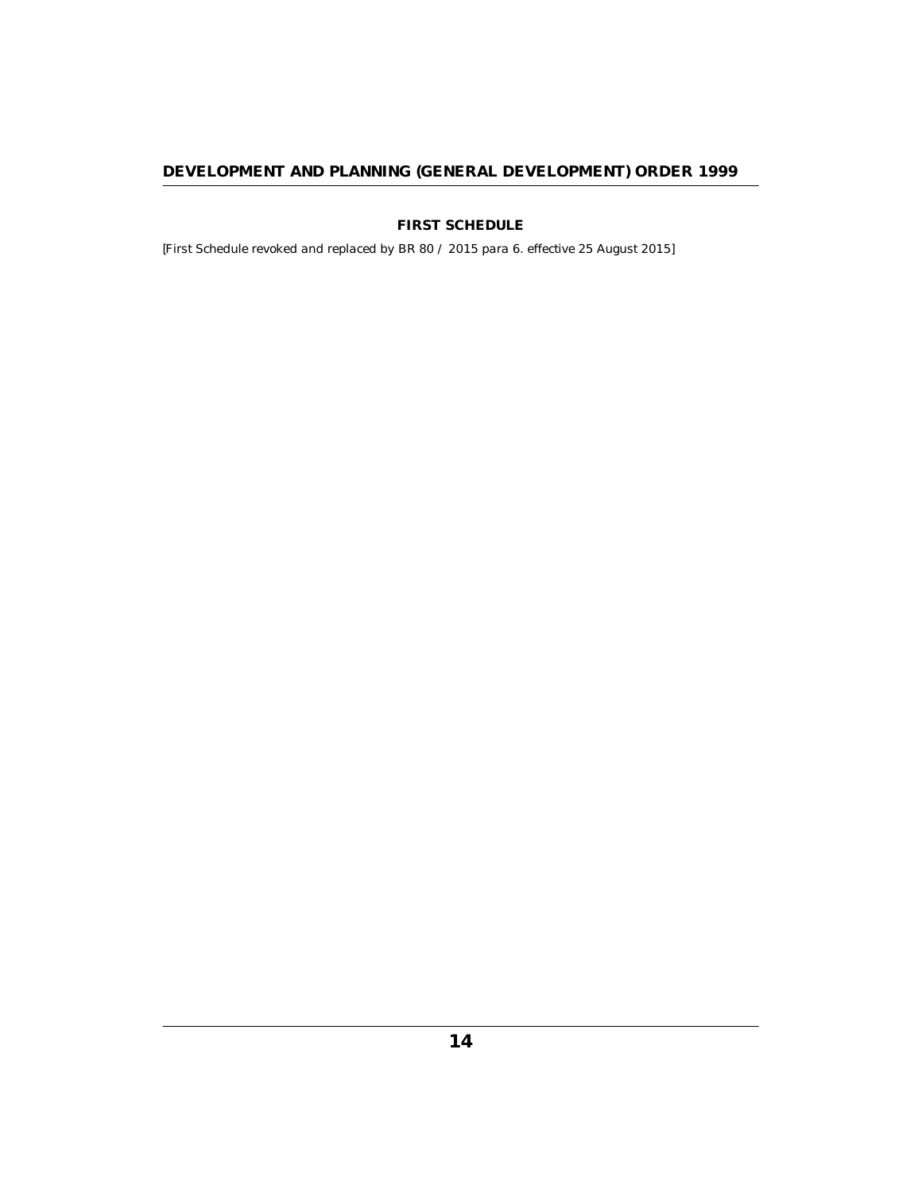## FIRST SCHEDULE

*[First Schedule revoked and replaced by BR 80 / 2015 para 6. effective 25 August 2015]*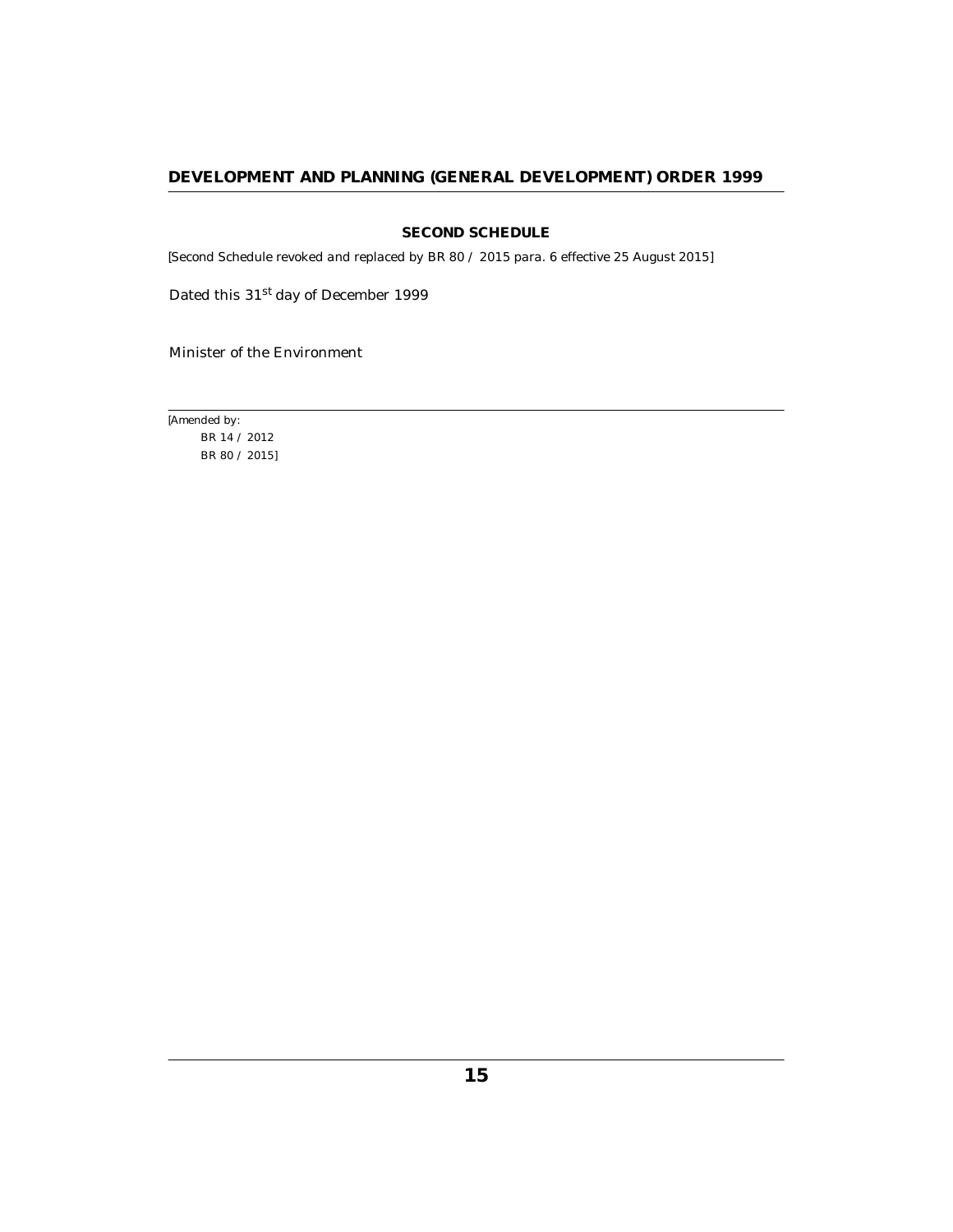## SECOND SCHEDULE

*[Second Schedule revoked and replaced by BR 80 / 2015 para. 6 effective 25 August 2015]*

Dated this 31st day of December 1999

Minister of the Environment

---

*[Amended by:*

*BR 14 / 2012*

*BR 80 / 2015]*